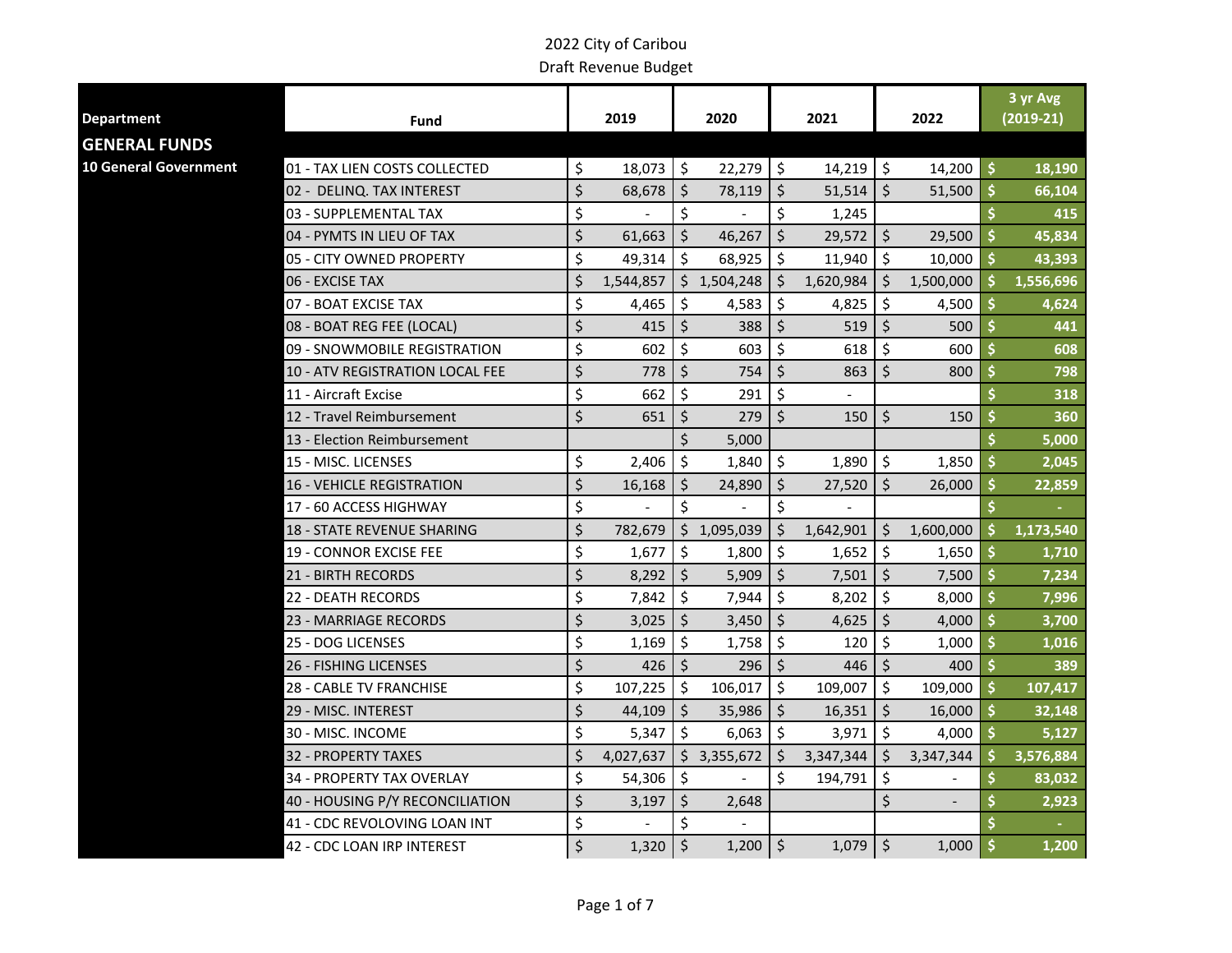# 2022 City of Caribou

## Draft Revenue Budget

| Department | Fund | 2019 | 2020 | 2021 | 2022 | 3 yr Avg (2019-21) |
|---|---|---|---|---|---|---|
| **GENERAL FUNDS** | | | | | | |
| **10 General Government** | 01 - TAX LIEN COSTS COLLECTED | $ 18,073 | $ 22,279 | $ 14,219 | $ 14,200 | $ 18,190 |
| | 02 - DELINQ. TAX INTEREST | $ 68,678 | $ 78,119 | $ 51,514 | $ 51,500 | $ 66,104 |
| | 03 - SUPPLEMENTAL TAX | $ - | $ - | $ 1,245 | | $ 415 |
| | 04 - PYMTS IN LIEU OF TAX | $ 61,663 | $ 46,267 | $ 29,572 | $ 29,500 | $ 45,834 |
| | 05 - CITY OWNED PROPERTY | $ 49,314 | $ 68,925 | $ 11,940 | $ 10,000 | $ 43,393 |
| | 06 - EXCISE TAX | $ 1,544,857 | $ 1,504,248 | $ 1,620,984 | $ 1,500,000 | $ 1,556,696 |
| | 07 - BOAT EXCISE TAX | $ 4,465 | $ 4,583 | $ 4,825 | $ 4,500 | $ 4,624 |
| | 08 - BOAT REG FEE (LOCAL) | $ 415 | $ 388 | $ 519 | $ 500 | $ 441 |
| | 09 - SNOWMOBILE REGISTRATION | $ 602 | $ 603 | $ 618 | $ 600 | $ 608 |
| | 10 - ATV REGISTRATION LOCAL FEE | $ 778 | $ 754 | $ 863 | $ 800 | $ 798 |
| | 11 - Aircraft Excise | $ 662 | $ 291 | $ - | | $ 318 |
| | 12 - Travel Reimbursement | $ 651 | $ 279 | $ 150 | $ 150 | $ 360 |
| | 13 - Election Reimbursement | | $ 5,000 | | | $ 5,000 |
| | 15 - MISC. LICENSES | $ 2,406 | $ 1,840 | $ 1,890 | $ 1,850 | $ 2,045 |
| | 16 - VEHICLE REGISTRATION | $ 16,168 | $ 24,890 | $ 27,520 | $ 26,000 | $ 22,859 |
| | 17 - 60 ACCESS HIGHWAY | $ - | $ - | $ - | | $ - |
| | 18 - STATE REVENUE SHARING | $ 782,679 | $ 1,095,039 | $ 1,642,901 | $ 1,600,000 | $ 1,173,540 |
| | 19 - CONNOR EXCISE FEE | $ 1,677 | $ 1,800 | $ 1,652 | $ 1,650 | $ 1,710 |
| | 21 - BIRTH RECORDS | $ 8,292 | $ 5,909 | $ 7,501 | $ 7,500 | $ 7,234 |
| | 22 - DEATH RECORDS | $ 7,842 | $ 7,944 | $ 8,202 | $ 8,000 | $ 7,996 |
| | 23 - MARRIAGE RECORDS | $ 3,025 | $ 3,450 | $ 4,625 | $ 4,000 | $ 3,700 |
| | 25 - DOG LICENSES | $ 1,169 | $ 1,758 | $ 120 | $ 1,000 | $ 1,016 |
| | 26 - FISHING LICENSES | $ 426 | $ 296 | $ 446 | $ 400 | $ 389 |
| | 28 - CABLE TV FRANCHISE | $ 107,225 | $ 106,017 | $ 109,007 | $ 109,000 | $ 107,417 |
| | 29 - MISC. INTEREST | $ 44,109 | $ 35,986 | $ 16,351 | $ 16,000 | $ 32,148 |
| | 30 - MISC. INCOME | $ 5,347 | $ 6,063 | $ 3,971 | $ 4,000 | $ 5,127 |
| | 32 - PROPERTY TAXES | $ 4,027,637 | $ 3,355,672 | $ 3,347,344 | $ 3,347,344 | $ 3,576,884 |
| | 34 - PROPERTY TAX OVERLAY | $ 54,306 | $ - | $ 194,791 | $ - | $ 83,032 |
| | 40 - HOUSING P/Y RECONCILIATION | $ 3,197 | $ 2,648 | | $ - | $ 2,923 |
| | 41 - CDC REVOLOVING LOAN INT | $ - | $ - | | | $ - |
| | 42 - CDC LOAN IRP INTEREST | $ 1,320 | $ 1,200 | $ 1,079 | $ 1,000 | $ 1,200 |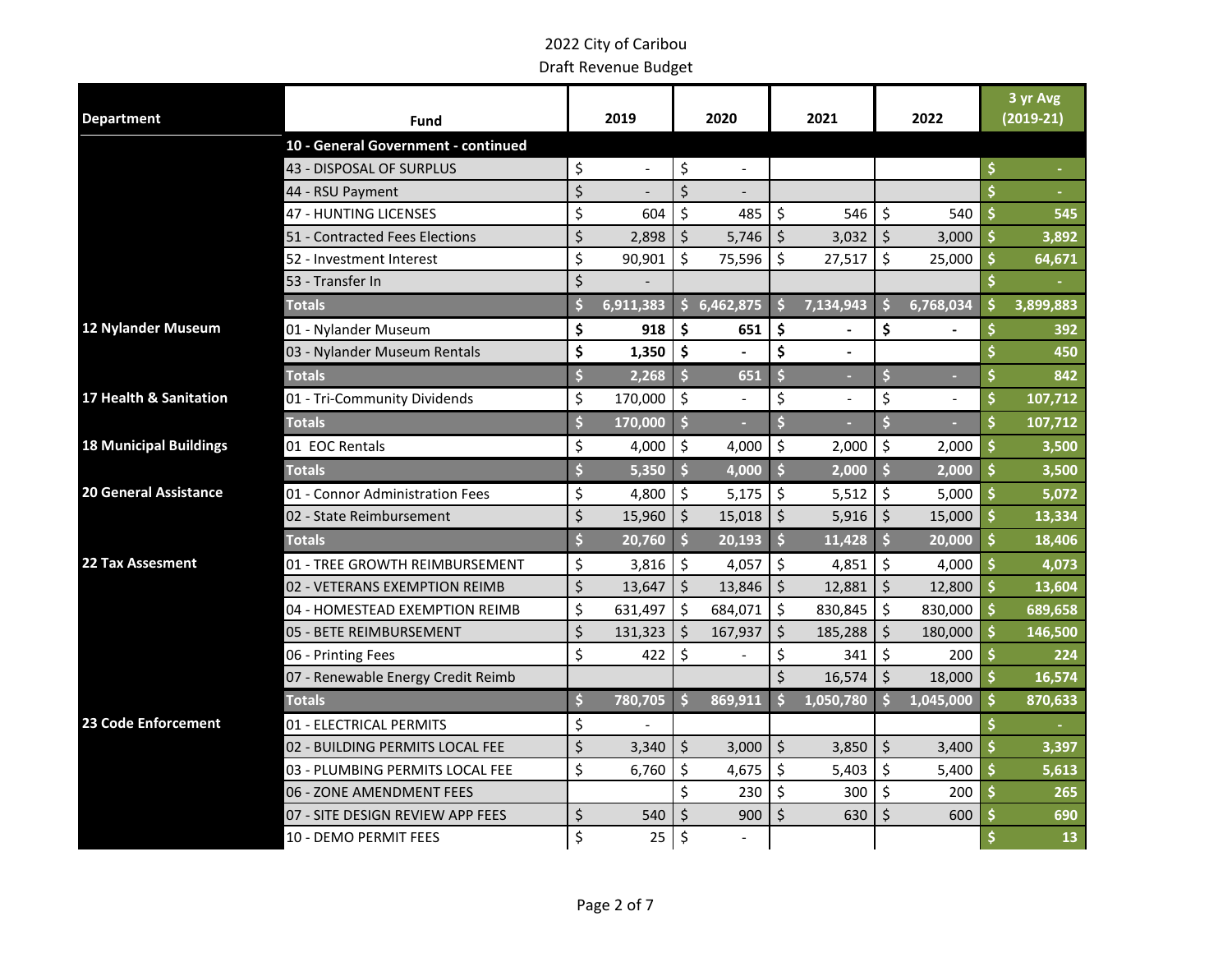2022 City of Caribou

Draft Revenue Budget

| Department | Fund | 2019 | 2020 | 2021 | 2022 | 3 yr Avg (2019-21) |
|---|---|---|---|---|---|---|
| | **10 - General Government - continued** | | | | | |
| | 43 - DISPOSAL OF SURPLUS | $ - | $ - | | | $ - |
| | 44 - RSU Payment | $ - | $ - | | | $ - |
| | 47 - HUNTING LICENSES | $ 604 | $ 485 | $ 546 | $ 540 | $ 545 |
| | 51 - Contracted Fees Elections | $ 2,898 | $ 5,746 | $ 3,032 | $ 3,000 | $ 3,892 |
| | 52 - Investment Interest | $ 90,901 | $ 75,596 | $ 27,517 | $ 25,000 | $ 64,671 |
| | 53 - Transfer In | $ - | | | | $ - |
| | **Totals** | **$ 6,911,383** | **$ 6,462,875** | **$ 7,134,943** | **$ 6,768,034** | **$ 3,899,883** |
| **12 Nylander Museum** | 01 - Nylander Museum | **$ 918** | **$ 651** | **$ -** | **$ -** | $ 392 |
| | 03 - Nylander Museum Rentals | **$ 1,350** | **$ -** | **$ -** | | $ 450 |
| | **Totals** | **$ 2,268** | **$ 651** | **$ -** | **$ -** | **$ 842** |
| **17 Health & Sanitation** | 01 - Tri-Community Dividends | $ 170,000 | $ - | $ - | $ - | $ 107,712 |
| | **Totals** | **$ 170,000** | **$ -** | **$ -** | **$ -** | **$ 107,712** |
| **18 Municipal Buildings** | 01 EOC Rentals | $ 4,000 | $ 4,000 | $ 2,000 | $ 2,000 | $ 3,500 |
| | **Totals** | **$ 5,350** | **$ 4,000** | **$ 2,000** | **$ 2,000** | **$ 3,500** |
| **20 General Assistance** | 01 - Connor Administration Fees | $ 4,800 | $ 5,175 | $ 5,512 | $ 5,000 | $ 5,072 |
| | 02 - State Reimbursement | $ 15,960 | $ 15,018 | $ 5,916 | $ 15,000 | $ 13,334 |
| | **Totals** | **$ 20,760** | **$ 20,193** | **$ 11,428** | **$ 20,000** | **$ 18,406** |
| **22 Tax Assesment** | 01 - TREE GROWTH REIMBURSEMENT | $ 3,816 | $ 4,057 | $ 4,851 | $ 4,000 | $ 4,073 |
| | 02 - VETERANS EXEMPTION REIMB | $ 13,647 | $ 13,846 | $ 12,881 | $ 12,800 | $ 13,604 |
| | 04 - HOMESTEAD EXEMPTION REIMB | $ 631,497 | $ 684,071 | $ 830,845 | $ 830,000 | $ 689,658 |
| | 05 - BETE REIMBURSEMENT | $ 131,323 | $ 167,937 | $ 185,288 | $ 180,000 | $ 146,500 |
| | 06 - Printing Fees | $ 422 | $ - | $ 341 | $ 200 | $ 224 |
| | 07 - Renewable Energy Credit Reimb | | | $ 16,574 | $ 18,000 | $ 16,574 |
| | **Totals** | **$ 780,705** | **$ 869,911** | **$ 1,050,780** | **$ 1,045,000** | **$ 870,633** |
| **23 Code Enforcement** | 01 - ELECTRICAL PERMITS | $ - | | | | $ - |
| | 02 - BUILDING PERMITS LOCAL FEE | $ 3,340 | $ 3,000 | $ 3,850 | $ 3,400 | $ 3,397 |
| | 03 - PLUMBING PERMITS LOCAL FEE | $ 6,760 | $ 4,675 | $ 5,403 | $ 5,400 | $ 5,613 |
| | 06 - ZONE AMENDMENT FEES | | $ 230 | $ 300 | $ 200 | $ 265 |
| | 07 - SITE DESIGN REVIEW APP FEES | $ 540 | $ 900 | $ 630 | $ 600 | $ 690 |
| | 10 - DEMO PERMIT FEES | $ 25 | $ - | | | $ 13 |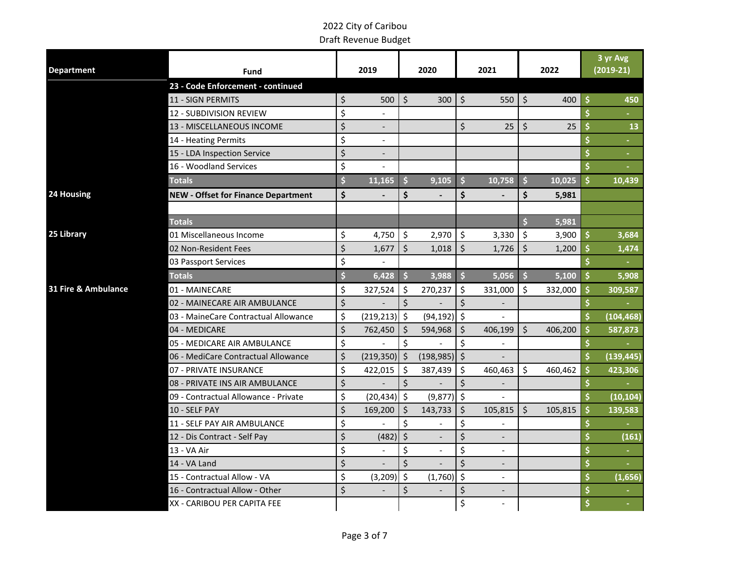# 2022 City of Caribou

## Draft Revenue Budget

| Department | Fund | 2019 | 2020 | 2021 | 2022 | 3 yr Avg (2019-21) |
|---|---|---|---|---|---|---|
| | **23 - Code Enforcement - continued** | | | | | |
| | 11 - SIGN PERMITS | $ 500 | $ 300 | $ 550 | $ 400 | $ 450 |
| | 12 - SUBDIVISION REVIEW | $ - | | | | $ - |
| | 13 - MISCELLANEOUS INCOME | $ - | | $ 25 | $ 25 | $ 13 |
| | 14 - Heating Permits | $ - | | | | $ - |
| | 15 - LDA Inspection Service | $ - | | | | $ - |
| | 16 - Woodland Services | $ - | | | | $ - |
| | **Totals** | **$ 11,165** | **$ 9,105** | **$ 10,758** | **$ 10,025** | **$ 10,439** |
| **24 Housing** | **NEW - Offset for Finance Department** | **$ -** | **$ -** | **$ -** | **$ 5,981** | |
| | | | | | | |
| | **Totals** | | | | **$ 5,981** | |
| **25 Library** | 01 Miscellaneous Income | $ 4,750 | $ 2,970 | $ 3,330 | $ 3,900 | $ 3,684 |
| | 02 Non-Resident Fees | $ 1,677 | $ 1,018 | $ 1,726 | $ 1,200 | $ 1,474 |
| | 03 Passport Services | $ - | | | | $ - |
| | **Totals** | **$ 6,428** | **$ 3,988** | **$ 5,056** | **$ 5,100** | **$ 5,908** |
| **31 Fire & Ambulance** | 01 - MAINECARE | $ 327,524 | $ 270,237 | $ 331,000 | $ 332,000 | $ 309,587 |
| | 02 - MAINECARE AIR AMBULANCE | $ - | $ - | $ - | | $ - |
| | 03 - MaineCare Contractual Allowance | $ (219,213) | $ (94,192) | $ - | | $ (104,468) |
| | 04 - MEDICARE | $ 762,450 | $ 594,968 | $ 406,199 | $ 406,200 | $ 587,873 |
| | 05 - MEDICARE AIR AMBULANCE | $ - | $ - | $ - | | $ - |
| | 06 - MediCare Contractual Allowance | $ (219,350) | $ (198,985) | $ - | | $ (139,445) |
| | 07 - PRIVATE INSURANCE | $ 422,015 | $ 387,439 | $ 460,463 | $ 460,462 | $ 423,306 |
| | 08 - PRIVATE INS AIR AMBULANCE | $ - | $ - | $ - | | $ - |
| | 09 - Contractual Allowance - Private | $ (20,434) | $ (9,877) | $ - | | $ (10,104) |
| | 10 - SELF PAY | $ 169,200 | $ 143,733 | $ 105,815 | $ 105,815 | $ 139,583 |
| | 11 - SELF PAY AIR AMBULANCE | $ - | $ - | $ - | | $ - |
| | 12 - Dis Contract - Self Pay | $ (482) | $ - | $ - | | $ (161) |
| | 13 - VA Air | $ - | $ - | $ - | | $ - |
| | 14 - VA Land | $ - | $ - | $ - | | $ - |
| | 15 - Contractual Allow - VA | $ (3,209) | $ (1,760) | $ - | | $ (1,656) |
| | 16 - Contractual Allow - Other | $ - | $ - | $ - | | $ - |
| | XX - CARIBOU PER CAPITA FEE | | | $ - | | $ - |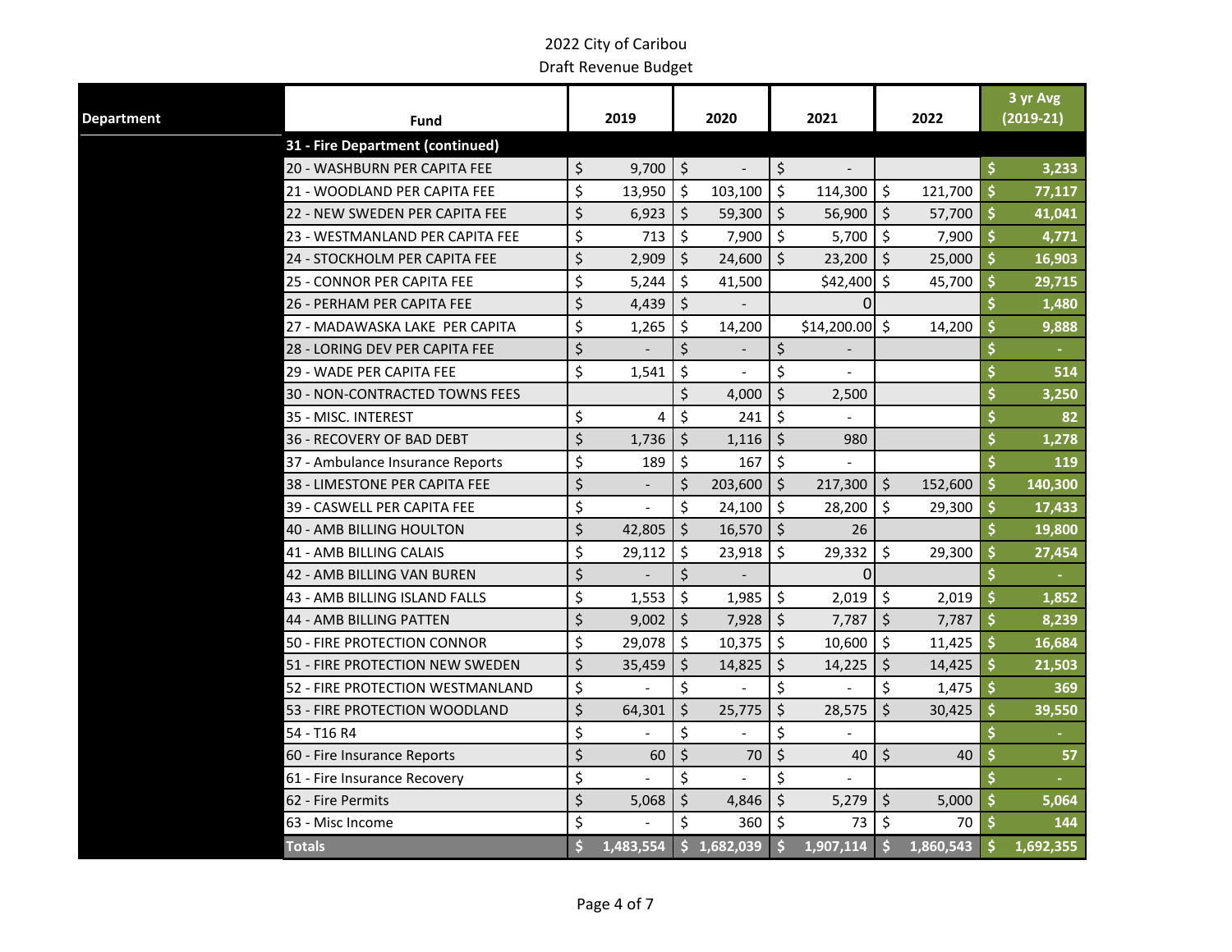2022 City of Caribou

Draft Revenue Budget

| Department | Fund | 2019 | 2020 | 2021 | 2022 | 3 yr Avg (2019-21) |
|---|---|---|---|---|---|---|
| | **31 - Fire Department (continued)** | | | | | |
| | 20 - WASHBURN PER CAPITA FEE | $ 9,700 | $ - | $ - | | $ 3,233 |
| | 21 - WOODLAND PER CAPITA FEE | $ 13,950 | $ 103,100 | $ 114,300 | $ 121,700 | $ 77,117 |
| | 22 - NEW SWEDEN PER CAPITA FEE | $ 6,923 | $ 59,300 | $ 56,900 | $ 57,700 | $ 41,041 |
| | 23 - WESTMANLAND PER CAPITA FEE | $ 713 | $ 7,900 | $ 5,700 | $ 7,900 | $ 4,771 |
| | 24 - STOCKHOLM PER CAPITA FEE | $ 2,909 | $ 24,600 | $ 23,200 | $ 25,000 | $ 16,903 |
| | 25 - CONNOR PER CAPITA FEE | $ 5,244 | $ 41,500 | $42,400 | $ 45,700 | $ 29,715 |
| | 26 - PERHAM PER CAPITA FEE | $ 4,439 | $ - | 0 | | $ 1,480 |
| | 27 - MADAWASKA LAKE PER CAPITA | $ 1,265 | $ 14,200 | $14,200.00 | $ 14,200 | $ 9,888 |
| | 28 - LORING DEV PER CAPITA FEE | $ - | $ - | $ - | | $ - |
| | 29 - WADE PER CAPITA FEE | $ 1,541 | $ - | $ - | | $ 514 |
| | 30 - NON-CONTRACTED TOWNS FEES | | $ 4,000 | $ 2,500 | | $ 3,250 |
| | 35 - MISC. INTEREST | $ 4 | $ 241 | $ - | | $ 82 |
| | 36 - RECOVERY OF BAD DEBT | $ 1,736 | $ 1,116 | $ 980 | | $ 1,278 |
| | 37 - Ambulance Insurance Reports | $ 189 | $ 167 | $ - | | $ 119 |
| | 38 - LIMESTONE PER CAPITA FEE | $ - | $ 203,600 | $ 217,300 | $ 152,600 | $ 140,300 |
| | 39 - CASWELL PER CAPITA FEE | $ - | $ 24,100 | $ 28,200 | $ 29,300 | $ 17,433 |
| | 40 - AMB BILLING HOULTON | $ 42,805 | $ 16,570 | $ 26 | | $ 19,800 |
| | 41 - AMB BILLING CALAIS | $ 29,112 | $ 23,918 | $ 29,332 | $ 29,300 | $ 27,454 |
| | 42 - AMB BILLING VAN BUREN | $ - | $ - | 0 | | $ - |
| | 43 - AMB BILLING ISLAND FALLS | $ 1,553 | $ 1,985 | $ 2,019 | $ 2,019 | $ 1,852 |
| | 44 - AMB BILLING PATTEN | $ 9,002 | $ 7,928 | $ 7,787 | $ 7,787 | $ 8,239 |
| | 50 - FIRE PROTECTION CONNOR | $ 29,078 | $ 10,375 | $ 10,600 | $ 11,425 | $ 16,684 |
| | 51 - FIRE PROTECTION NEW SWEDEN | $ 35,459 | $ 14,825 | $ 14,225 | $ 14,425 | $ 21,503 |
| | 52 - FIRE PROTECTION WESTMANLAND | $ - | $ - | $ - | $ 1,475 | $ 369 |
| | 53 - FIRE PROTECTION WOODLAND | $ 64,301 | $ 25,775 | $ 28,575 | $ 30,425 | $ 39,550 |
| | 54 - T16 R4 | $ - | $ - | $ - | | $ - |
| | 60 - Fire Insurance Reports | $ 60 | $ 70 | $ 40 | $ 40 | $ 57 |
| | 61 - Fire Insurance Recovery | $ - | $ - | $ - | | $ - |
| | 62 - Fire Permits | $ 5,068 | $ 4,846 | $ 5,279 | $ 5,000 | $ 5,064 |
| | 63 - Misc Income | $ - | $ 360 | $ 73 | $ 70 | $ 144 |
| | **Totals** | **$ 1,483,554** | **$ 1,682,039** | **$ 1,907,114** | **$ 1,860,543** | **$ 1,692,355** |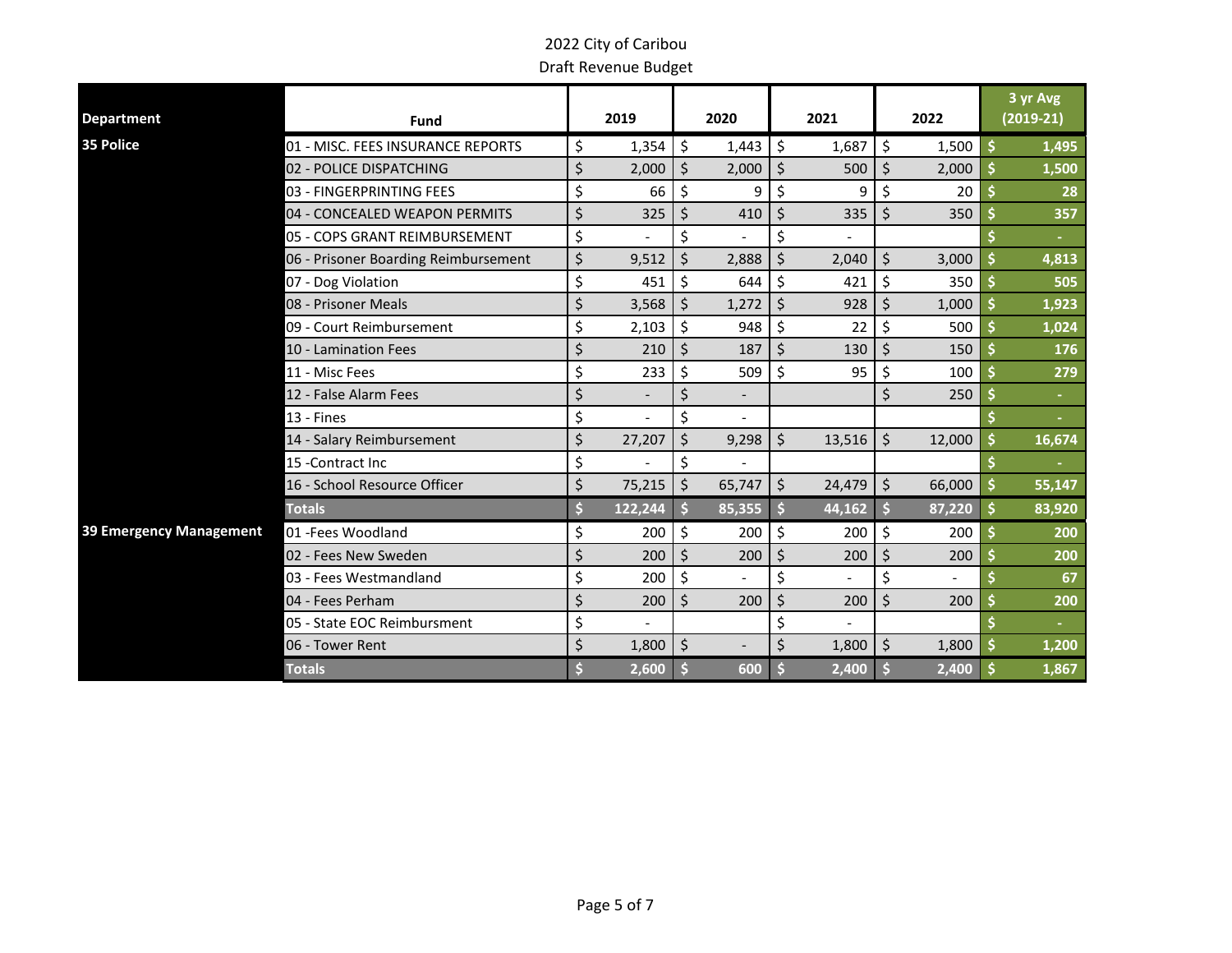# 2022 City of Caribou

## Draft Revenue Budget

| Department | Fund | 2019 | 2020 | 2021 | 2022 | 3 yr Avg (2019-21) |
|---|---|---|---|---|---|---|
| **35 Police** | 01 - MISC. FEES INSURANCE REPORTS | $ 1,354 | $ 1,443 | $ 1,687 | $ 1,500 | $ 1,495 |
| | 02 - POLICE DISPATCHING | $ 2,000 | $ 2,000 | $ 500 | $ 2,000 | $ 1,500 |
| | 03 - FINGERPRINTING FEES | $ 66 | $ 9 | $ 9 | $ 20 | $ 28 |
| | 04 - CONCEALED WEAPON PERMITS | $ 325 | $ 410 | $ 335 | $ 350 | $ 357 |
| | 05 - COPS GRANT REIMBURSEMENT | $ - | $ - | $ - | | $ - |
| | 06 - Prisoner Boarding Reimbursement | $ 9,512 | $ 2,888 | $ 2,040 | $ 3,000 | $ 4,813 |
| | 07 - Dog Violation | $ 451 | $ 644 | $ 421 | $ 350 | $ 505 |
| | 08 - Prisoner Meals | $ 3,568 | $ 1,272 | $ 928 | $ 1,000 | $ 1,923 |
| | 09 - Court Reimbursement | $ 2,103 | $ 948 | $ 22 | $ 500 | $ 1,024 |
| | 10 - Lamination Fees | $ 210 | $ 187 | $ 130 | $ 150 | $ 176 |
| | 11 - Misc Fees | $ 233 | $ 509 | $ 95 | $ 100 | $ 279 |
| | 12 - False Alarm Fees | $ - | $ - | | $ 250 | $ - |
| | 13 - Fines | $ - | $ - | | | $ - |
| | 14 - Salary Reimbursement | $ 27,207 | $ 9,298 | $ 13,516 | $ 12,000 | $ 16,674 |
| | 15 -Contract Inc | $ - | $ - | | | $ - |
| | 16 - School Resource Officer | $ 75,215 | $ 65,747 | $ 24,479 | $ 66,000 | $ 55,147 |
| | **Totals** | **$ 122,244** | **$ 85,355** | **$ 44,162** | **$ 87,220** | **$ 83,920** |
| **39 Emergency Management** | 01 -Fees Woodland | $ 200 | $ 200 | $ 200 | $ 200 | $ 200 |
| | 02 - Fees New Sweden | $ 200 | $ 200 | $ 200 | $ 200 | $ 200 |
| | 03 - Fees Westmandland | $ 200 | $ - | $ - | $ - | $ 67 |
| | 04 - Fees Perham | $ 200 | $ 200 | $ 200 | $ 200 | $ 200 |
| | 05 - State EOC Reimbursment | $ - | | $ - | | $ - |
| | 06 - Tower Rent | $ 1,800 | $ - | $ 1,800 | $ 1,800 | $ 1,200 |
| | **Totals** | **$ 2,600** | **$ 600** | **$ 2,400** | **$ 2,400** | **$ 1,867** |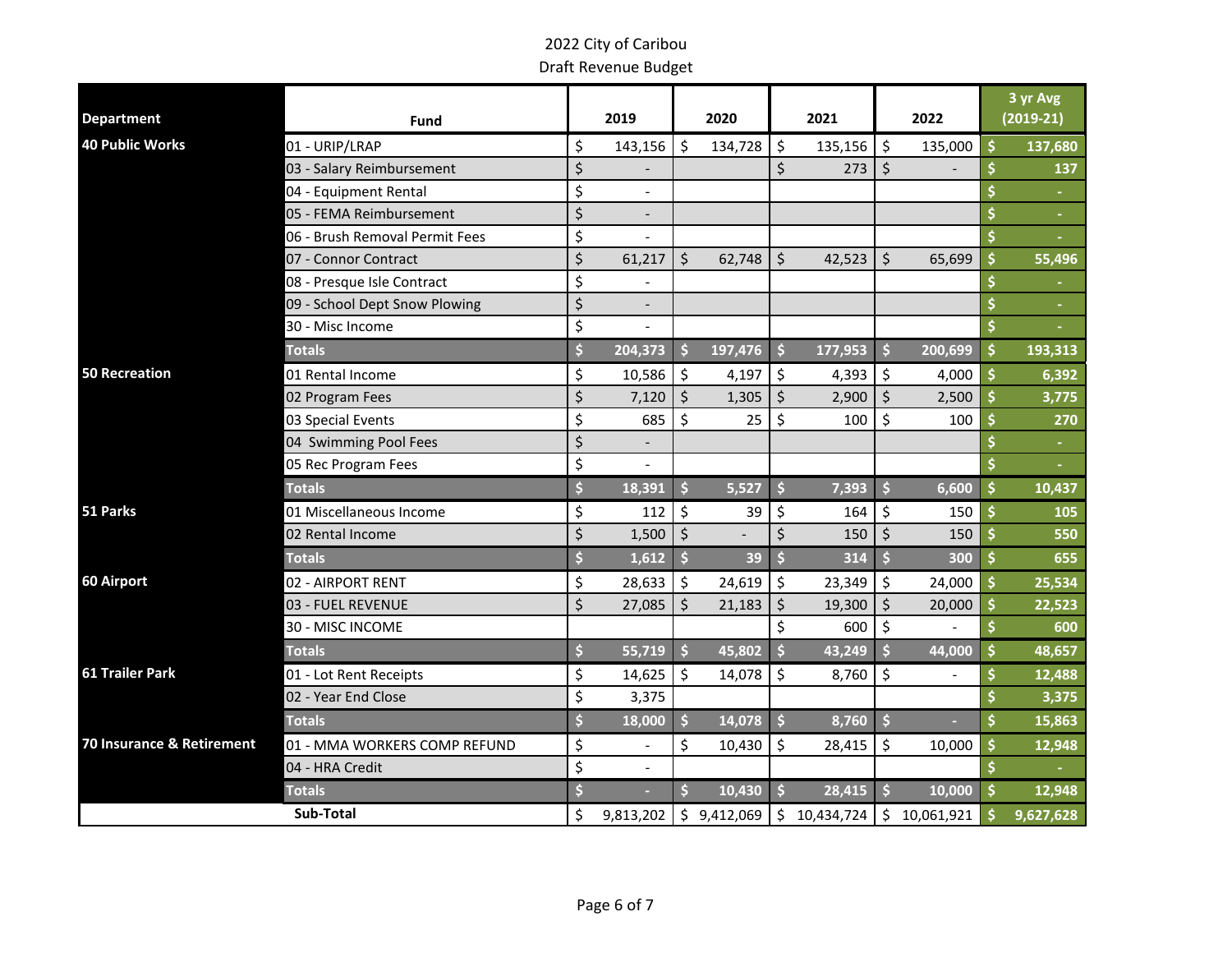# 2022 City of Caribou
## Draft Revenue Budget

| Department | Fund | 2019 | 2020 | 2021 | 2022 | 3 yr Avg (2019-21) |
|---|---|---|---|---|---|---|
| **40 Public Works** | 01 - URIP/LRAP | $ 143,156 | $ 134,728 | $ 135,156 | $ 135,000 | $ 137,680 |
| | 03 - Salary Reimbursement | $ - | | $ 273 | $ - | $ 137 |
| | 04 - Equipment Rental | $ - | | | | $ - |
| | 05 - FEMA Reimbursement | $ - | | | | $ - |
| | 06 - Brush Removal Permit Fees | $ - | | | | $ - |
| | 07 - Connor Contract | $ 61,217 | $ 62,748 | $ 42,523 | $ 65,699 | $ 55,496 |
| | 08 - Presque Isle Contract | $ - | | | | $ - |
| | 09 - School Dept Snow Plowing | $ - | | | | $ - |
| | 30 - Misc Income | $ - | | | | $ - |
| | **Totals** | **$ 204,373** | **$ 197,476** | **$ 177,953** | **$ 200,699** | **$ 193,313** |
| **50 Recreation** | 01 Rental Income | $ 10,586 | $ 4,197 | $ 4,393 | $ 4,000 | $ 6,392 |
| | 02 Program Fees | $ 7,120 | $ 1,305 | $ 2,900 | $ 2,500 | $ 3,775 |
| | 03 Special Events | $ 685 | $ 25 | $ 100 | $ 100 | $ 270 |
| | 04 Swimming Pool Fees | $ - | | | | $ - |
| | 05 Rec Program Fees | $ - | | | | $ - |
| | **Totals** | **$ 18,391** | **$ 5,527** | **$ 7,393** | **$ 6,600** | **$ 10,437** |
| **51 Parks** | 01 Miscellaneous Income | $ 112 | $ 39 | $ 164 | $ 150 | $ 105 |
| | 02 Rental Income | $ 1,500 | $ - | $ 150 | $ 150 | $ 550 |
| | **Totals** | **$ 1,612** | **$ 39** | **$ 314** | **$ 300** | **$ 655** |
| **60 Airport** | 02 - AIRPORT RENT | $ 28,633 | $ 24,619 | $ 23,349 | $ 24,000 | $ 25,534 |
| | 03 - FUEL REVENUE | $ 27,085 | $ 21,183 | $ 19,300 | $ 20,000 | $ 22,523 |
| | 30 - MISC INCOME | | | $ 600 | $ - | $ 600 |
| | **Totals** | **$ 55,719** | **$ 45,802** | **$ 43,249** | **$ 44,000** | **$ 48,657** |
| **61 Trailer Park** | 01 - Lot Rent Receipts | $ 14,625 | $ 14,078 | $ 8,760 | $ - | $ 12,488 |
| | 02 - Year End Close | $ 3,375 | | | | $ 3,375 |
| | **Totals** | **$ 18,000** | **$ 14,078** | **$ 8,760** | **$ -** | **$ 15,863** |
| **70 Insurance & Retirement** | 01 - MMA WORKERS COMP REFUND | $ - | $ 10,430 | $ 28,415 | $ 10,000 | $ 12,948 |
| | 04 - HRA Credit | $ - | | | | $ - |
| | **Totals** | **$ -** | **$ 10,430** | **$ 28,415** | **$ 10,000** | **$ 12,948** |
| | **Sub-Total** | $ 9,813,202 | $ 9,412,069 | $ 10,434,724 | $ 10,061,921 | $ 9,627,628 |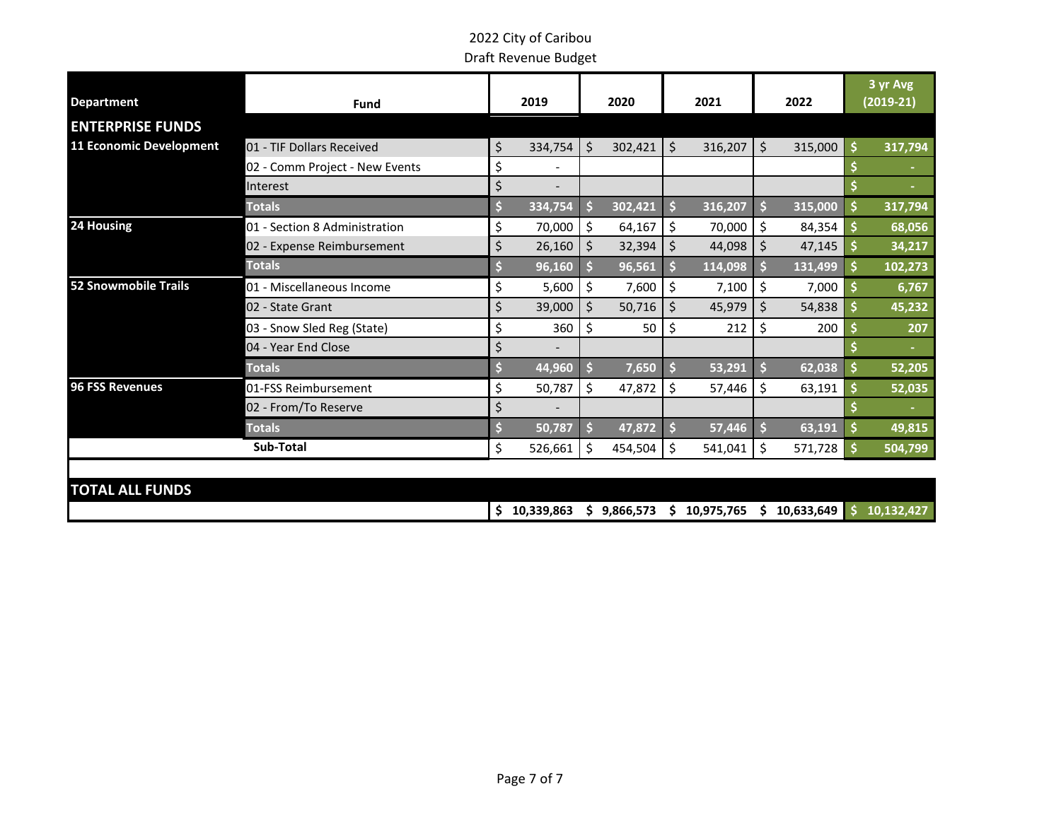2022 City of Caribou

Draft Revenue Budget

| Department | Fund | 2019 | 2020 | 2021 | 2022 | 3 yr Avg (2019-21) |
|---|---|---|---|---|---|---|
| **ENTERPRISE FUNDS** | | | | | | |
| **11 Economic Development** | 01 - TIF Dollars Received | $ 334,754 | $ 302,421 | $ 316,207 | $ 315,000 | $ 317,794 |
| | 02 - Comm Project - New Events | $ - | | | | $ - |
| | Interest | $ - | | | | $ - |
| | **Totals** | **$ 334,754** | **$ 302,421** | **$ 316,207** | **$ 315,000** | **$ 317,794** |
| **24 Housing** | 01 - Section 8 Administration | $ 70,000 | $ 64,167 | $ 70,000 | $ 84,354 | $ 68,056 |
| | 02 - Expense Reimbursement | $ 26,160 | $ 32,394 | $ 44,098 | $ 47,145 | $ 34,217 |
| | **Totals** | **$ 96,160** | **$ 96,561** | **$ 114,098** | **$ 131,499** | **$ 102,273** |
| **52 Snowmobile Trails** | 01 - Miscellaneous Income | $ 5,600 | $ 7,600 | $ 7,100 | $ 7,000 | $ 6,767 |
| | 02 - State Grant | $ 39,000 | $ 50,716 | $ 45,979 | $ 54,838 | $ 45,232 |
| | 03 - Snow Sled Reg (State) | $ 360 | $ 50 | $ 212 | $ 200 | $ 207 |
| | 04 - Year End Close | $ - | | | | $ - |
| | **Totals** | **$ 44,960** | **$ 7,650** | **$ 53,291** | **$ 62,038** | **$ 52,205** |
| **96 FSS Revenues** | 01-FSS Reimbursement | $ 50,787 | $ 47,872 | $ 57,446 | $ 63,191 | $ 52,035 |
| | 02 - From/To Reserve | $ - | | | | $ - |
| | **Totals** | **$ 50,787** | **$ 47,872** | **$ 57,446** | **$ 63,191** | **$ 49,815** |
| | **Sub-Total** | $ 526,661 | $ 454,504 | $ 541,041 | $ 571,728 | $ 504,799 |
| **TOTAL ALL FUNDS** | | | | | | |
| | | **$ 10,339,863** | **$ 9,866,573** | **$ 10,975,765** | **$ 10,633,649** | **$ 10,132,427** |